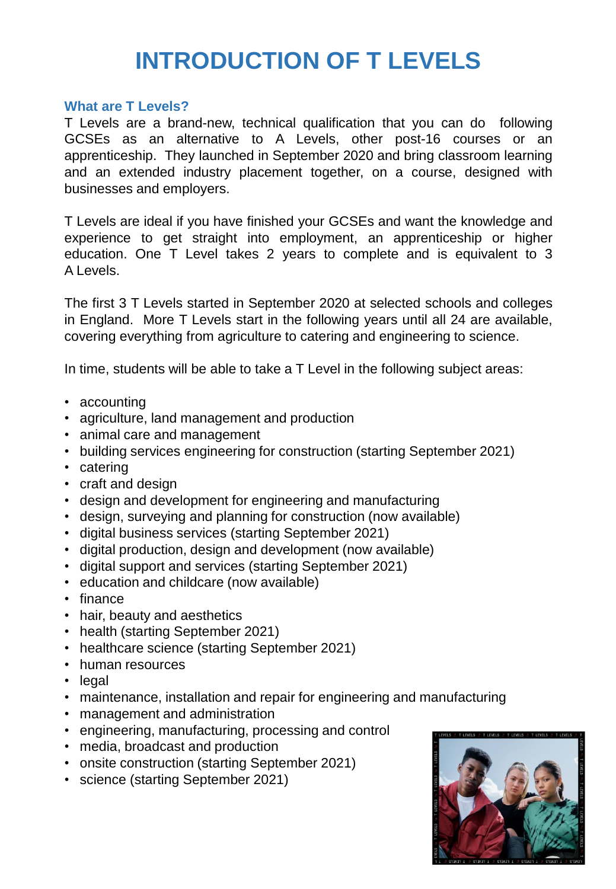# INTRODUCTION OF T LEVELS

## What are T Levels?

T Levels are a brand-new, technical qualification that you can do following GCSEs as an alternative to A Levels, other post-16 courses or an apprenticeship. They launched in September 2020 and bring classroom learning and an extended industry placement together, on a course, designed with businesses and employers.

T Levels are ideal if you have finished your GCSEs and want the knowledge and experience to get straight into employment, an apprenticeship or higher education. One T Level takes 2 years to complete and is equivalent to 3 A Levels.

The first 3 T Levels started in September 2020 at selected schools and colleges in England. More T Levels start in the following years until all 24 are available, covering everything from agriculture to catering and engineering to science.

In time, students will be able to take a T Level in the following subject areas:

- accounting
- agriculture, land management and production
- animal care and management
- building services engineering for construction (starting September 2021)
- catering
- craft and design
- design and development for engineering and manufacturing
- design, surveying and planning for construction (now available)
- digital business services (starting September 2021)
- digital production, design and development (now available)
- digital support and services (starting September 2021)
- education and childcare (now available)
- finance
- hair, beauty and aesthetics
- health (starting September 2021)
- healthcare science (starting September 2021)
- human resources
- legal
- maintenance, installation and repair for engineering and manufacturing
- management and administration
- engineering, manufacturing, processing and control
- media, broadcast and production
- onsite construction (starting September 2021)
- science (starting September 2021)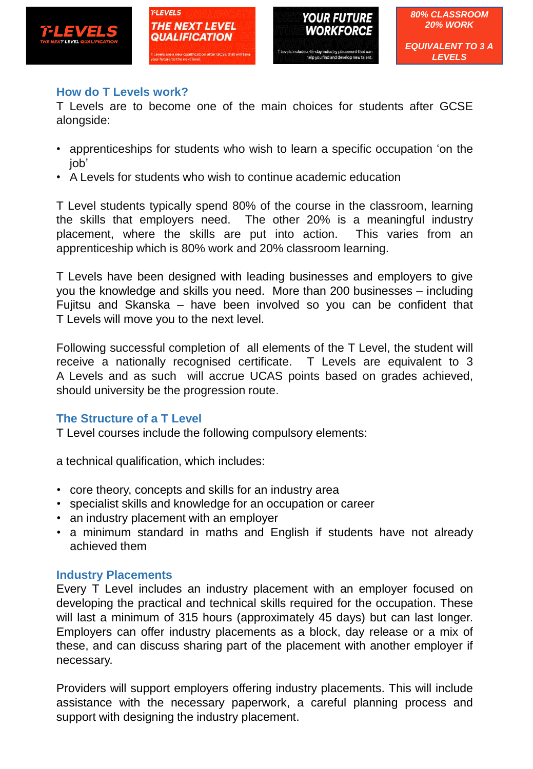## How do T Levels work?

T Levels are to become one of the main choices for students after GCSE alongside:

- apprenticeships for students who wish to learn a specific occupation ‘on the job’
- A Levels for students who wish to continue academic education

T Level students typically spend 80% of the course in the classroom, learning the skills that employers need. The other 20% is a meaningful industry placement, where the skills are put into action. This varies from an apprenticeship which is 80% work and 20% classroom learning.

T Levels have been designed with leading businesses and employers to give you the knowledge and skills you need. More than 200 businesses – including Fujitsu and Skanska – have been involved so you can be confident that T Levels will move you to the next level.

Following successful completion of all elements of the T Level, the student will receive a nationally recognised certificate. T Levels are equivalent to 3 A Levels and as such will accrue UCAS points based on grades achieved, should university be the progression route.

## The Structure of a T Level

T Level courses include the following compulsory elements:

a technical qualification, which includes:

- core theory, concepts and skills for an industry area
- specialist skills and knowledge for an occupation or career
- an industry placement with an employer
- a minimum standard in maths and English if students have not already achieved them

## Industry Placements

Every T Level includes an industry placement with an employer focused on developing the practical and technical skills required for the occupation. These will last a minimum of 315 hours (approximately 45 days) but can last longer. Employers can offer industry placements as a block, day release or a mix of these, and can discuss sharing part of the placement with another employer if necessary.

Providers will support employers offering industry placements. This will include assistance with the necessary paperwork, a careful planning process and support with designing the industry placement.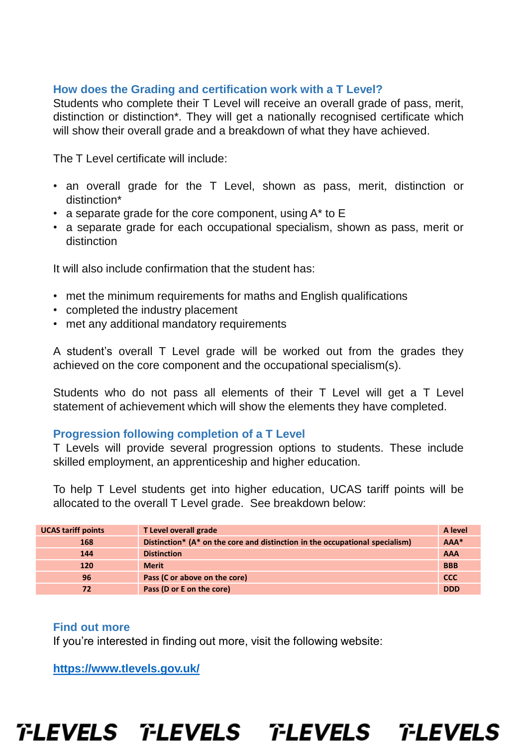## How does the Grading and certification work with a T Level?

Students who complete their T Level will receive an overall grade of pass, merit, distinction or distinction*. They will get a nationally recognised certificate which will show their overall grade and a breakdown of what they have achieved.

The T Level certificate will include:

- an overall grade for the T Level, shown as pass, merit, distinction or distinction*
- a separate grade for the core component, using A* to E
- a separate grade for each occupational specialism, shown as pass, merit or distinction

It will also include confirmation that the student has:

- met the minimum requirements for maths and English qualifications
- completed the industry placement
- met any additional mandatory requirements

A student's overall T Level grade will be worked out from the grades they achieved on the core component and the occupational specialism(s).

Students who do not pass all elements of their T Level will get a T Level statement of achievement which will show the elements they have completed.

## Progression following completion of a T Level

T Levels will provide several progression options to students. These include skilled employment, an apprenticeship and higher education.

To help T Level students get into higher education, UCAS tariff points will be allocated to the overall T Level grade. See breakdown below:

| UCAS tariff points | T Level overall grade | A level |
|---|---|---|
| 168 | Distinction* (A* on the core and distinction in the occupational specialism) | AAA* |
| 144 | Distinction | AAA |
| 120 | Merit | BBB |
| 96 | Pass (C or above on the core) | CCC |
| 72 | Pass (D or E on the core) | DDD |

## Find out more

If you're interested in finding out more, visit the following website:

[https://www.tlevels.gov.uk/](https://www.tlevels.gov.uk/)

T-LEVELS T-LEVELS T-LEVELS T-LEVELS